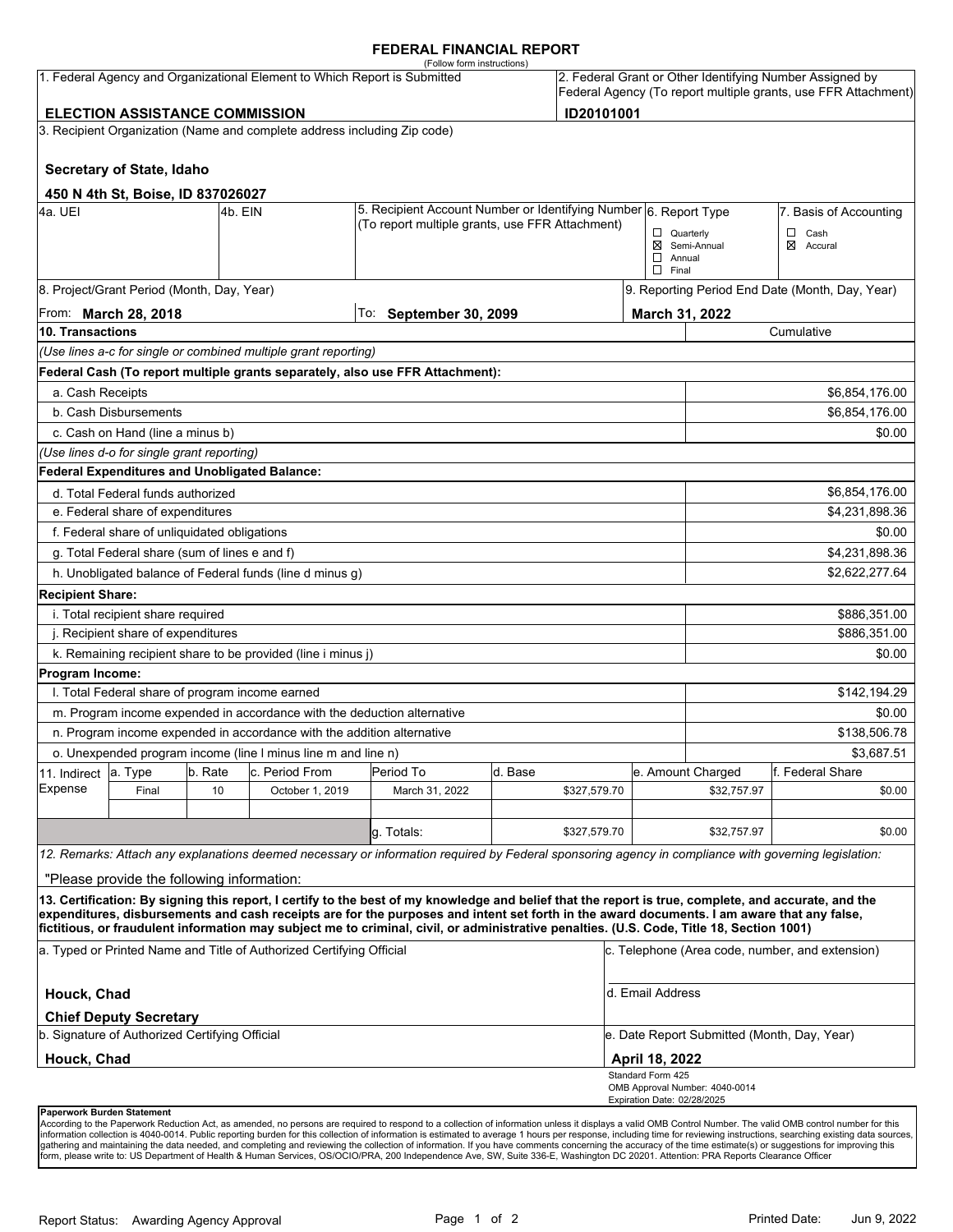# FEDERAL FINANCIAL REPORT

(Follow form instructions)

| 1. Federal Agency and Organizational Element to Which Report is Submitted | 2. Federal Grant or Other Identifying Number Assigned by Federal Agency (To report multiple grants, use FFR Attachment) |
|---|---|
| **ELECTION ASSISTANCE COMMISSION** | **ID20101001** |

3. Recipient Organization (Name and complete address including Zip code)

**Secretary of State, Idaho**

**450 N 4th St, Boise, ID 837026027**

| 4a. UEI | 4b. EIN | 5. Recipient Account Number or Identifying Number (To report multiple grants, use FFR Attachment) | 6. Report Type | 7. Basis of Accounting |
|---|---|---|---|---|
| | | | ☐ Quarterly<br>☒ Semi-Annual<br>☐ Annual<br>☐ Final | ☐ Cash<br>☒ Accural |

| 8. Project/Grant Period (Month, Day, Year) | | 9. Reporting Period End Date (Month, Day, Year) |
|---|---|---|
| From: **March 28, 2018** | To: **September 30, 2099** | **March 31, 2022** |

| **10. Transactions** | Cumulative |
|---|---|
| *(Use lines a-c for single or combined multiple grant reporting)* | |
| **Federal Cash (To report multiple grants separately, also use FFR Attachment):** | |
| a. Cash Receipts | $6,854,176.00 |
| b. Cash Disbursements | $6,854,176.00 |
| c. Cash on Hand (line a minus b) | $0.00 |
| *(Use lines d-o for single grant reporting)* | |
| **Federal Expenditures and Unobligated Balance:** | |
| d. Total Federal funds authorized | $6,854,176.00 |
| e. Federal share of expenditures | $4,231,898.36 |
| f. Federal share of unliquidated obligations | $0.00 |
| g. Total Federal share (sum of lines e and f) | $4,231,898.36 |
| h. Unobligated balance of Federal funds (line d minus g) | $2,622,277.64 |
| **Recipient Share:** | |
| i. Total recipient share required | $886,351.00 |
| j. Recipient share of expenditures | $886,351.00 |
| k. Remaining recipient share to be provided (line i minus j) | $0.00 |
| **Program Income:** | |
| l. Total Federal share of program income earned | $142,194.29 |
| m. Program income expended in accordance with the deduction alternative | $0.00 |
| n. Program income expended in accordance with the addition alternative | $138,506.78 |
| o. Unexpended program income (line l minus line m and line n) | $3,687.51 |

| 11. Indirect Expense | a. Type | b. Rate | c. Period From | Period To | d. Base | e. Amount Charged | f. Federal Share |
|---|---|---|---|---|---|---|---|
| | Final | 10 | October 1, 2019 | March 31, 2022 | $327,579.70 | $32,757.97 | $0.00 |
| | | | | | | | |
| | | | | g. Totals: | $327,579.70 | $32,757.97 | $0.00 |

*12. Remarks: Attach any explanations deemed necessary or information required by Federal sponsoring agency in compliance with governing legislation:*

"Please provide the following information:

**13. Certification: By signing this report, I certify to the best of my knowledge and belief that the report is true, complete, and accurate, and the expenditures, disbursements and cash receipts are for the purposes and intent set forth in the award documents. I am aware that any false, fictitious, or fraudulent information may subject me to criminal, civil, or administrative penalties. (U.S. Code, Title 18, Section 1001)**

| a. Typed or Printed Name and Title of Authorized Certifying Official | c. Telephone (Area code, number, and extension) |
|---|---|
| **Houck, Chad**<br>**Chief Deputy Secretary** | d. Email Address |
| b. Signature of Authorized Certifying Official | e. Date Report Submitted (Month, Day, Year) |
| **Houck, Chad** | **April 18, 2022** |

Standard Form 425
OMB Approval Number: 4040-0014
Expiration Date: 02/28/2025

**Paperwork Burden Statement**

According to the Paperwork Reduction Act, as amended, no persons are required to respond to a collection of information unless it displays a valid OMB Control Number. The valid OMB control number for this information collection is 4040-0014. Public reporting burden for this collection of information is estimated to average 1 hours per response, including time for reviewing instructions, searching existing data sources, gathering and maintaining the data needed, and completing and reviewing the collection of information. If you have comments concerning the accuracy of the time estimate(s) or suggestions for improving this form, please write to: US Department of Health & Human Services, OS/OCIO/PRA, 200 Independence Ave, SW, Suite 336-E, Washington DC 20201. Attention: PRA Reports Clearance Officer

Report Status: Awarding Agency Approval

Printed Date: Jun 9, 2022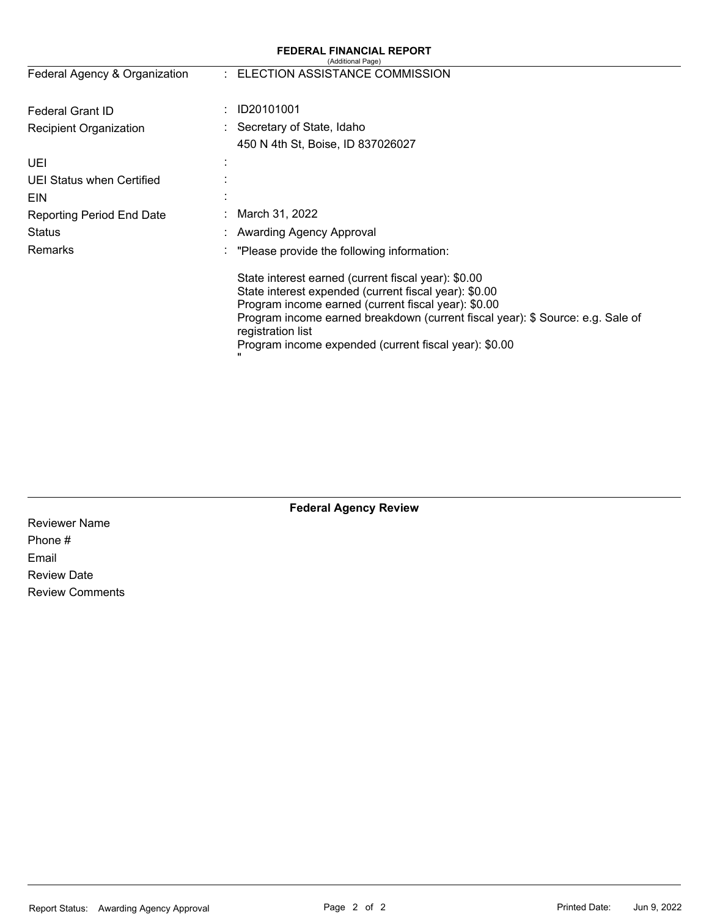# FEDERAL FINANCIAL REPORT

(Additional Page)

| | | |
|---|---|---|
| Federal Agency & Organization | : | ELECTION ASSISTANCE COMMISSION |
| Federal Grant ID | : | ID20101001 |
| Recipient Organization | : | Secretary of State, Idaho<br>450 N 4th St, Boise, ID 837026027 |
| UEI | : | |
| UEI Status when Certified | : | |
| EIN | : | |
| Reporting Period End Date | : | March 31, 2022 |
| Status | : | Awarding Agency Approval |
| Remarks | : | "Please provide the following information:<br><br>State interest earned (current fiscal year): $0.00<br>State interest expended (current fiscal year): $0.00<br>Program income earned (current fiscal year): $0.00<br>Program income earned breakdown (current fiscal year): $ Source: e.g. Sale of registration list<br>Program income expended (current fiscal year): $0.00<br>" |

## Federal Agency Review

Reviewer Name

Phone #

Email

Review Date

Review Comments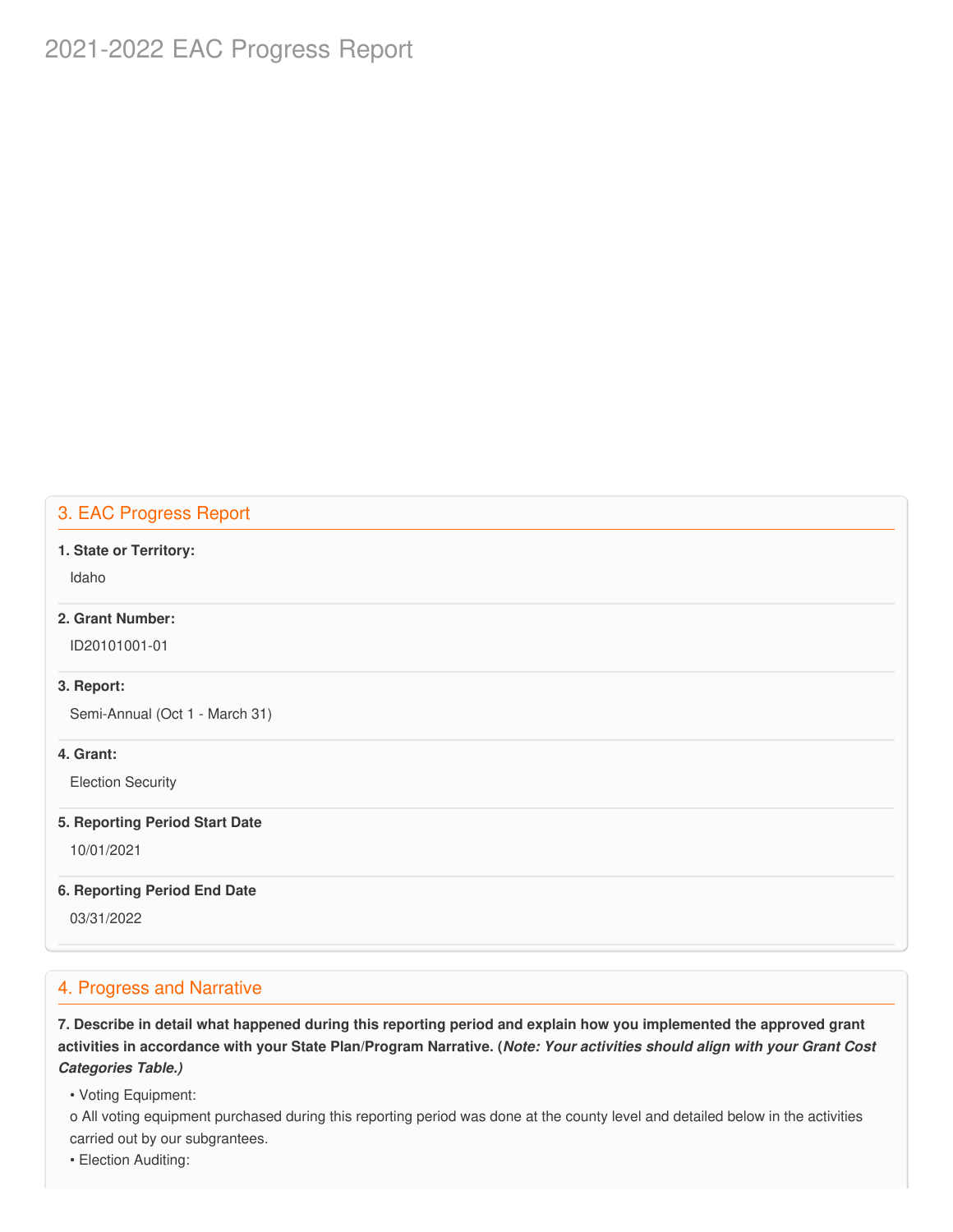# 2021-2022 EAC Progress Report

## 3. EAC Progress Report

**1. State or Territory:**

Idaho

**2. Grant Number:**

ID20101001-01

**3. Report:**

Semi-Annual (Oct 1 - March 31)

**4. Grant:**

Election Security

**5. Reporting Period Start Date**

10/01/2021

**6. Reporting Period End Date**

03/31/2022

## 4. Progress and Narrative

**7. Describe in detail what happened during this reporting period and explain how you implemented the approved grant activities in accordance with your State Plan/Program Narrative. (*Note: Your activities should align with your Grant Cost Categories Table.)***

- Voting Equipment:

o All voting equipment purchased during this reporting period was done at the county level and detailed below in the activities carried out by our subgrantees.

- Election Auditing: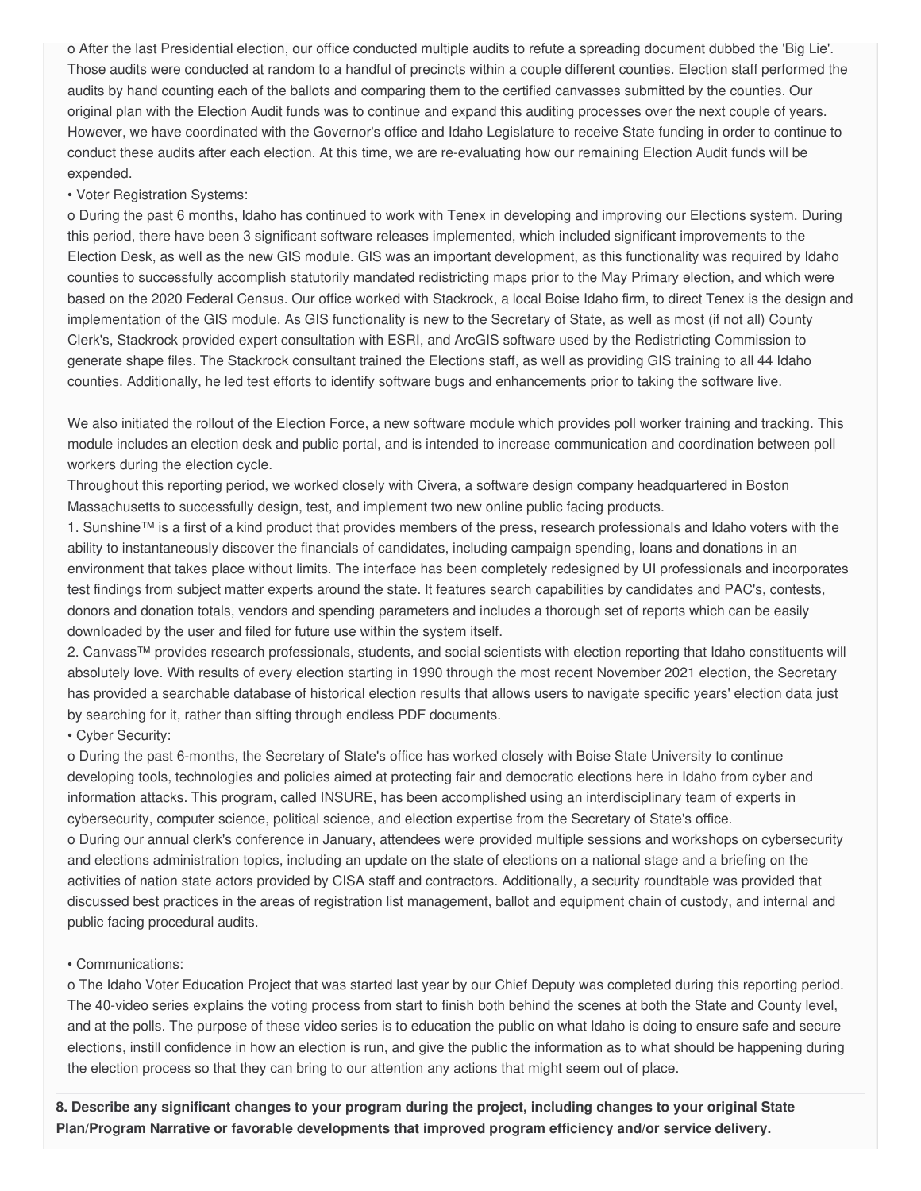o After the last Presidential election, our office conducted multiple audits to refute a spreading document dubbed the 'Big Lie'. Those audits were conducted at random to a handful of precincts within a couple different counties. Election staff performed the audits by hand counting each of the ballots and comparing them to the certified canvasses submitted by the counties. Our original plan with the Election Audit funds was to continue and expand this auditing processes over the next couple of years. However, we have coordinated with the Governor's office and Idaho Legislature to receive State funding in order to continue to conduct these audits after each election. At this time, we are re-evaluating how our remaining Election Audit funds will be expended.

• Voter Registration Systems:

o During the past 6 months, Idaho has continued to work with Tenex in developing and improving our Elections system. During this period, there have been 3 significant software releases implemented, which included significant improvements to the Election Desk, as well as the new GIS module. GIS was an important development, as this functionality was required by Idaho counties to successfully accomplish statutorily mandated redistricting maps prior to the May Primary election, and which were based on the 2020 Federal Census. Our office worked with Stackrock, a local Boise Idaho firm, to direct Tenex is the design and implementation of the GIS module. As GIS functionality is new to the Secretary of State, as well as most (if not all) County Clerk's, Stackrock provided expert consultation with ESRI, and ArcGIS software used by the Redistricting Commission to generate shape files. The Stackrock consultant trained the Elections staff, as well as providing GIS training to all 44 Idaho counties. Additionally, he led test efforts to identify software bugs and enhancements prior to taking the software live.

We also initiated the rollout of the Election Force, a new software module which provides poll worker training and tracking. This module includes an election desk and public portal, and is intended to increase communication and coordination between poll workers during the election cycle.

Throughout this reporting period, we worked closely with Civera, a software design company headquartered in Boston Massachusetts to successfully design, test, and implement two new online public facing products.

1. Sunshine™ is a first of a kind product that provides members of the press, research professionals and Idaho voters with the ability to instantaneously discover the financials of candidates, including campaign spending, loans and donations in an environment that takes place without limits. The interface has been completely redesigned by UI professionals and incorporates test findings from subject matter experts around the state. It features search capabilities by candidates and PAC's, contests, donors and donation totals, vendors and spending parameters and includes a thorough set of reports which can be easily downloaded by the user and filed for future use within the system itself.

2. Canvass™ provides research professionals, students, and social scientists with election reporting that Idaho constituents will absolutely love. With results of every election starting in 1990 through the most recent November 2021 election, the Secretary has provided a searchable database of historical election results that allows users to navigate specific years' election data just by searching for it, rather than sifting through endless PDF documents.

• Cyber Security:

o During the past 6-months, the Secretary of State's office has worked closely with Boise State University to continue developing tools, technologies and policies aimed at protecting fair and democratic elections here in Idaho from cyber and information attacks. This program, called INSURE, has been accomplished using an interdisciplinary team of experts in cybersecurity, computer science, political science, and election expertise from the Secretary of State's office.

o During our annual clerk's conference in January, attendees were provided multiple sessions and workshops on cybersecurity and elections administration topics, including an update on the state of elections on a national stage and a briefing on the activities of nation state actors provided by CISA staff and contractors. Additionally, a security roundtable was provided that discussed best practices in the areas of registration list management, ballot and equipment chain of custody, and internal and public facing procedural audits.

• Communications:

o The Idaho Voter Education Project that was started last year by our Chief Deputy was completed during this reporting period. The 40-video series explains the voting process from start to finish both behind the scenes at both the State and County level, and at the polls. The purpose of these video series is to education the public on what Idaho is doing to ensure safe and secure elections, instill confidence in how an election is run, and give the public the information as to what should be happening during the election process so that they can bring to our attention any actions that might seem out of place.

**8. Describe any significant changes to your program during the project, including changes to your original State Plan/Program Narrative or favorable developments that improved program efficiency and/or service delivery.**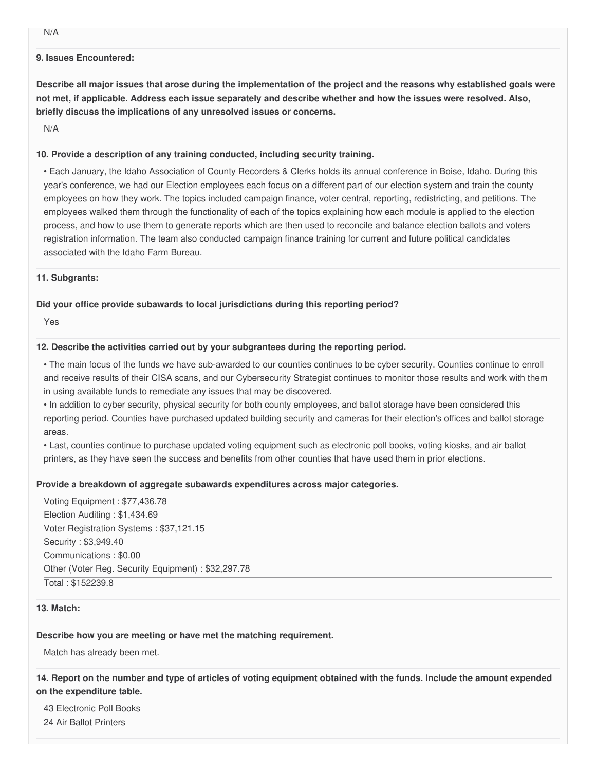N/A

**9. Issues Encountered:**

**Describe all major issues that arose during the implementation of the project and the reasons why established goals were not met, if applicable. Address each issue separately and describe whether and how the issues were resolved. Also, briefly discuss the implications of any unresolved issues or concerns.**

N/A

**10. Provide a description of any training conducted, including security training.**

• Each January, the Idaho Association of County Recorders & Clerks holds its annual conference in Boise, Idaho. During this year's conference, we had our Election employees each focus on a different part of our election system and train the county employees on how they work. The topics included campaign finance, voter central, reporting, redistricting, and petitions. The employees walked them through the functionality of each of the topics explaining how each module is applied to the election process, and how to use them to generate reports which are then used to reconcile and balance election ballots and voters registration information. The team also conducted campaign finance training for current and future political candidates associated with the Idaho Farm Bureau.

**11. Subgrants:**

**Did your office provide subawards to local jurisdictions during this reporting period?**

Yes

**12. Describe the activities carried out by your subgrantees during the reporting period.**

• The main focus of the funds we have sub-awarded to our counties continues to be cyber security. Counties continue to enroll and receive results of their CISA scans, and our Cybersecurity Strategist continues to monitor those results and work with them in using available funds to remediate any issues that may be discovered.
• In addition to cyber security, physical security for both county employees, and ballot storage have been considered this reporting period. Counties have purchased updated building security and cameras for their election's offices and ballot storage areas.
• Last, counties continue to purchase updated voting equipment such as electronic poll books, voting kiosks, and air ballot printers, as they have seen the success and benefits from other counties that have used them in prior elections.

**Provide a breakdown of aggregate subawards expenditures across major categories.**

Voting Equipment : $77,436.78
Election Auditing : $1,434.69
Voter Registration Systems : $37,121.15
Security : $3,949.40
Communications : $0.00
Other (Voter Reg. Security Equipment) : $32,297.78

Total : $152239.8

**13. Match:**

**Describe how you are meeting or have met the matching requirement.**

Match has already been met.

**14. Report on the number and type of articles of voting equipment obtained with the funds. Include the amount expended on the expenditure table.**

43 Electronic Poll Books
24 Air Ballot Printers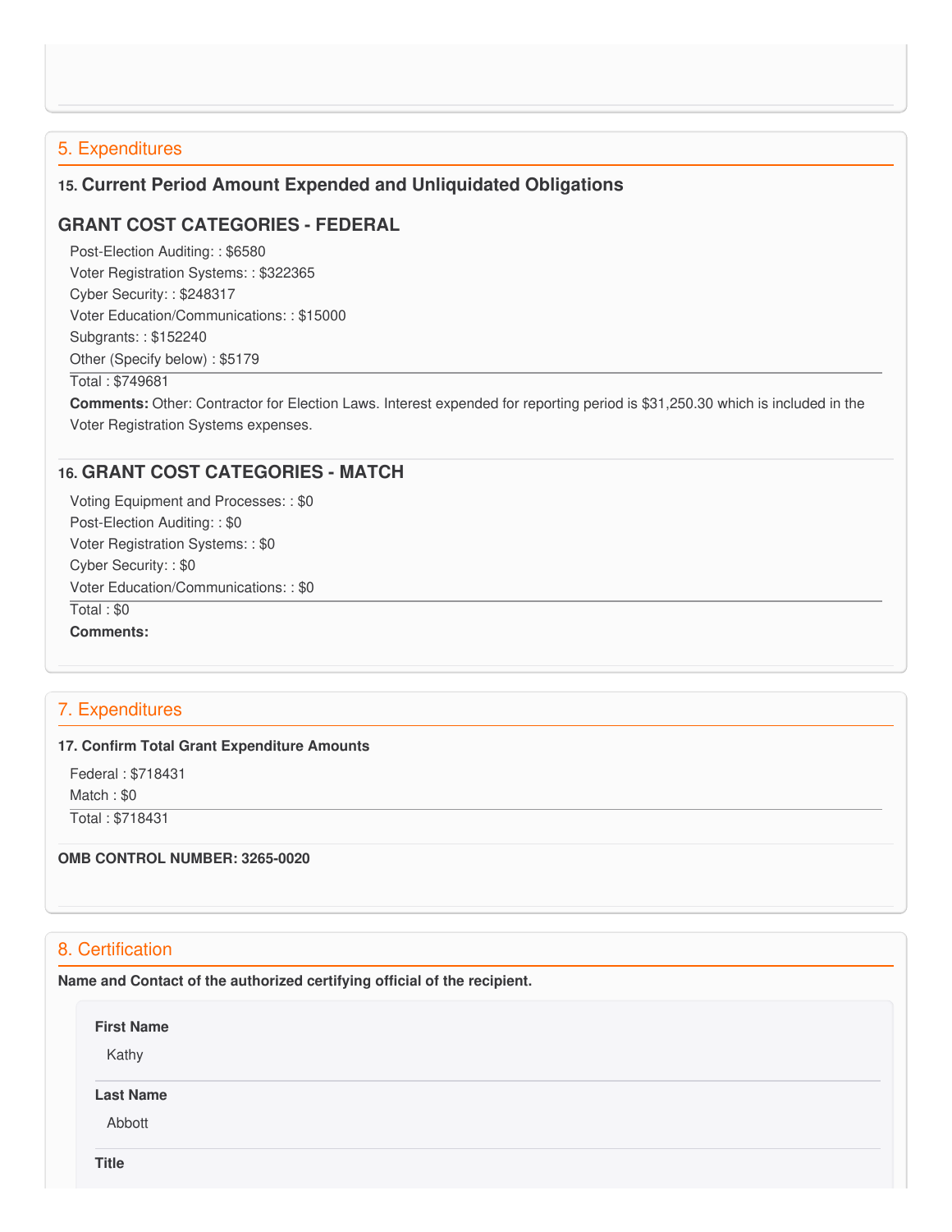## 5. Expenditures

### 15. Current Period Amount Expended and Unliquidated Obligations

### GRANT COST CATEGORIES - FEDERAL

Post-Election Auditing: : $6580
Voter Registration Systems: : $322365
Cyber Security: : $248317
Voter Education/Communications: : $15000
Subgrants: : $152240
Other (Specify below) : $5179

Total : $749681

**Comments:** Other: Contractor for Election Laws. Interest expended for reporting period is $31,250.30 which is included in the Voter Registration Systems expenses.

### 16. GRANT COST CATEGORIES - MATCH

Voting Equipment and Processes: : $0
Post-Election Auditing: : $0
Voter Registration Systems: : $0
Cyber Security: : $0
Voter Education/Communications: : $0

Total : $0

**Comments:**

## 7. Expenditures

**17. Confirm Total Grant Expenditure Amounts**

Federal : $718431
Match : $0

Total : $718431

**OMB CONTROL NUMBER: 3265-0020**

## 8. Certification

**Name and Contact of the authorized certifying official of the recipient.**

**First Name**

Kathy

**Last Name**

Abbott

**Title**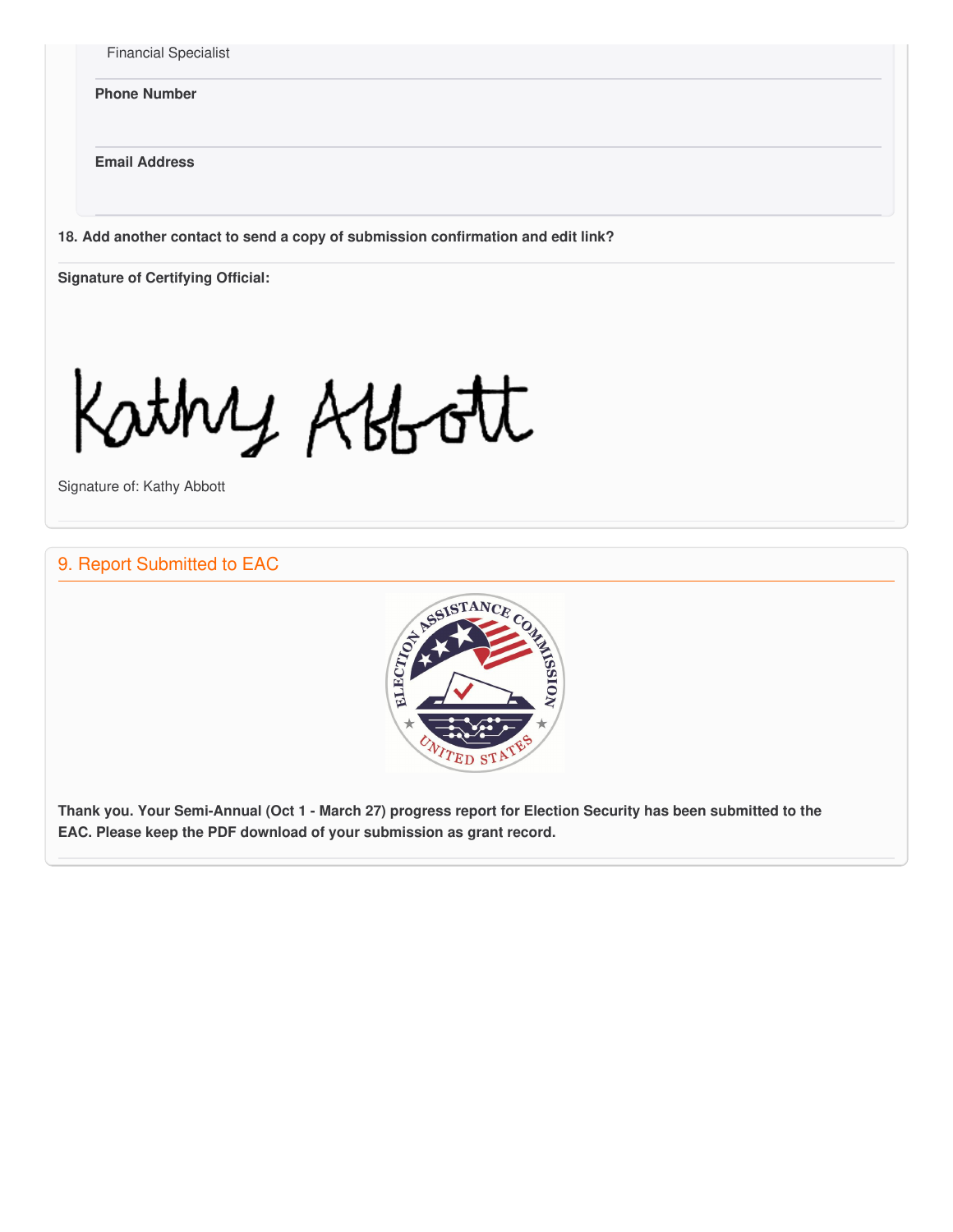Financial Specialist

**Phone Number**

**Email Address**

**18. Add another contact to send a copy of submission confirmation and edit link?**

**Signature of Certifying Official:**

Signature of: Kathy Abbott

## 9. Report Submitted to EAC

**Thank you. Your Semi-Annual (Oct 1 - March 27) progress report for Election Security has been submitted to the EAC. Please keep the PDF download of your submission as grant record.**